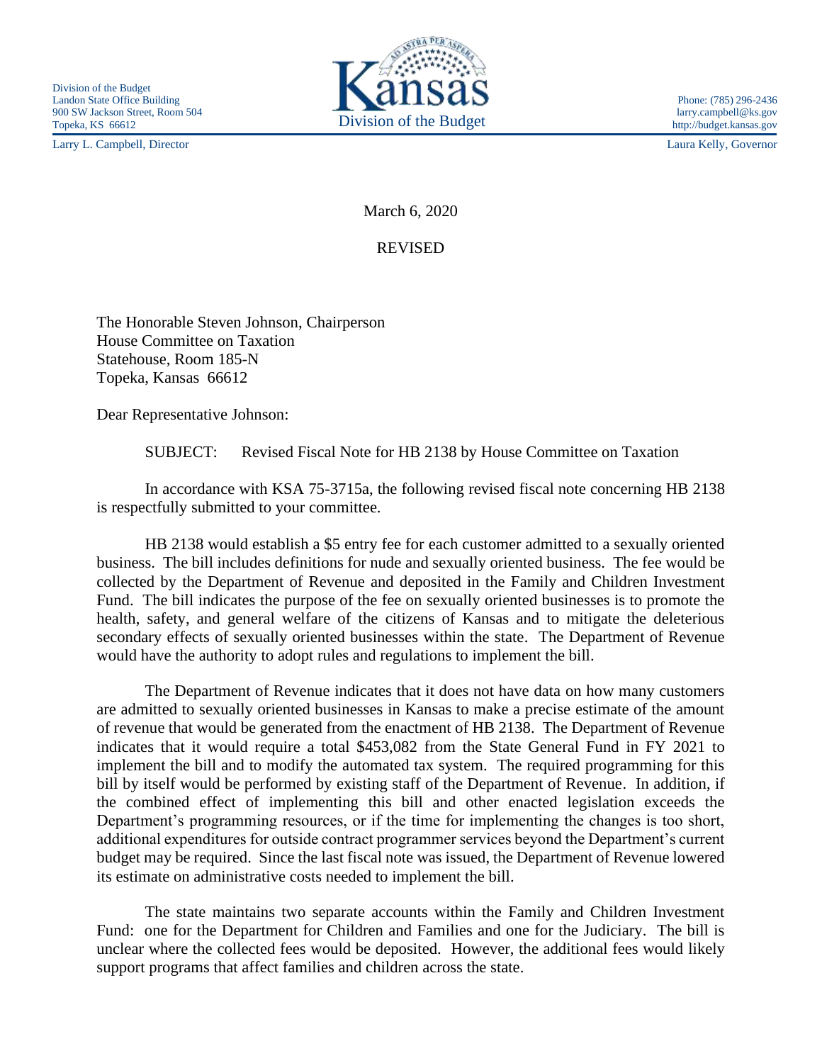Division of the Budget
Landon State Office Building
900 SW Jackson Street, Room 504
Topeka, KS 66612

Kansas
Division of the Budget

Phone: (785) 296-2436
larry.campbell@ks.gov
http://budget.kansas.gov

Larry L. Campbell, Director

Laura Kelly, Governor

March 6, 2020

REVISED

The Honorable Steven Johnson, Chairperson
House Committee on Taxation
Statehouse, Room 185-N
Topeka, Kansas 66612

Dear Representative Johnson:

SUBJECT: Revised Fiscal Note for HB 2138 by House Committee on Taxation

In accordance with KSA 75-3715a, the following revised fiscal note concerning HB 2138 is respectfully submitted to your committee.

HB 2138 would establish a $5 entry fee for each customer admitted to a sexually oriented business. The bill includes definitions for nude and sexually oriented business. The fee would be collected by the Department of Revenue and deposited in the Family and Children Investment Fund. The bill indicates the purpose of the fee on sexually oriented businesses is to promote the health, safety, and general welfare of the citizens of Kansas and to mitigate the deleterious secondary effects of sexually oriented businesses within the state. The Department of Revenue would have the authority to adopt rules and regulations to implement the bill.

The Department of Revenue indicates that it does not have data on how many customers are admitted to sexually oriented businesses in Kansas to make a precise estimate of the amount of revenue that would be generated from the enactment of HB 2138. The Department of Revenue indicates that it would require a total $453,082 from the State General Fund in FY 2021 to implement the bill and to modify the automated tax system. The required programming for this bill by itself would be performed by existing staff of the Department of Revenue. In addition, if the combined effect of implementing this bill and other enacted legislation exceeds the Department's programming resources, or if the time for implementing the changes is too short, additional expenditures for outside contract programmer services beyond the Department's current budget may be required. Since the last fiscal note was issued, the Department of Revenue lowered its estimate on administrative costs needed to implement the bill.

The state maintains two separate accounts within the Family and Children Investment Fund: one for the Department for Children and Families and one for the Judiciary. The bill is unclear where the collected fees would be deposited. However, the additional fees would likely support programs that affect families and children across the state.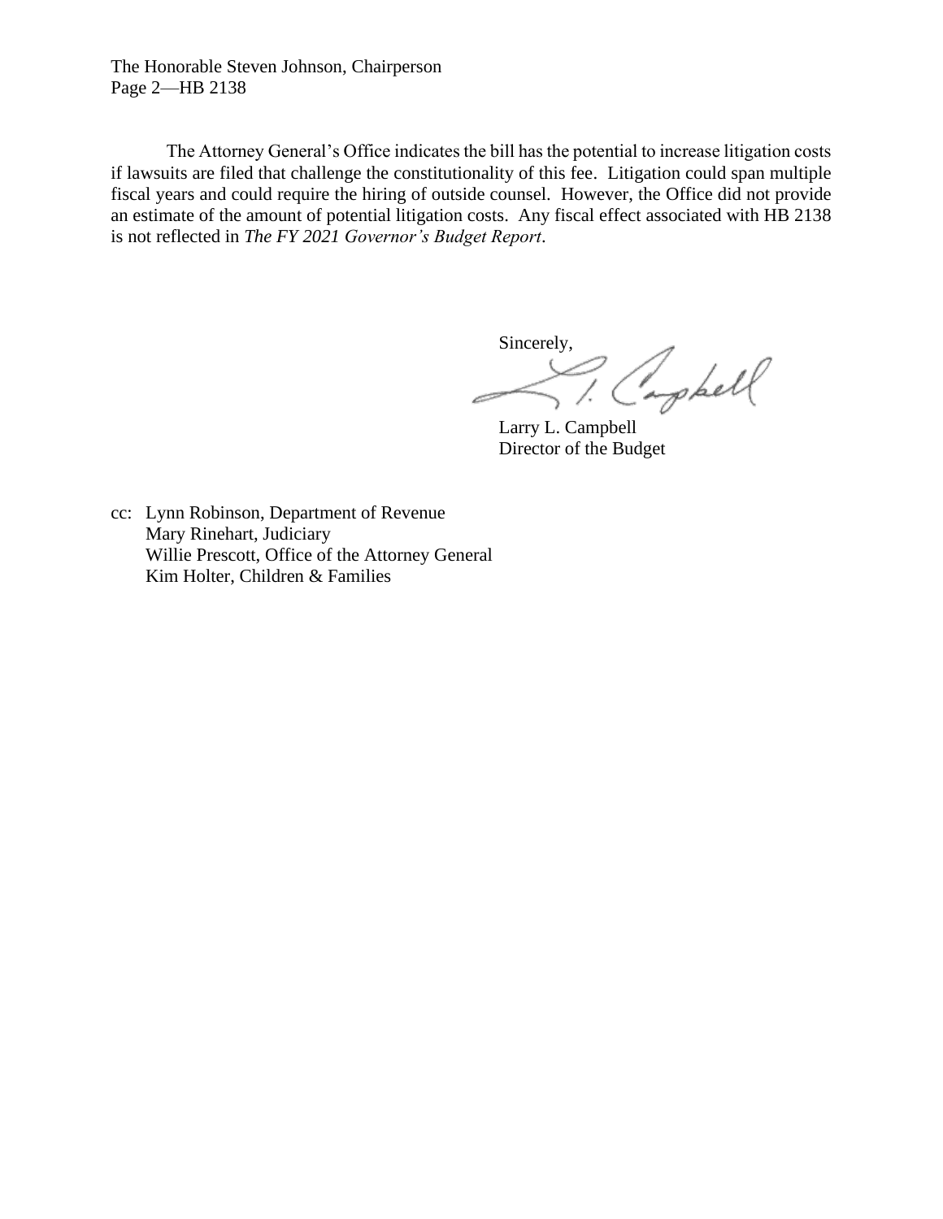The Attorney General's Office indicates the bill has the potential to increase litigation costs if lawsuits are filed that challenge the constitutionality of this fee. Litigation could span multiple fiscal years and could require the hiring of outside counsel. However, the Office did not provide an estimate of the amount of potential litigation costs. Any fiscal effect associated with HB 2138 is not reflected in *The FY 2021 Governor's Budget Report*.

Sincerely,

Larry L. Campbell
Director of the Budget

cc: Lynn Robinson, Department of Revenue
Mary Rinehart, Judiciary
Willie Prescott, Office of the Attorney General
Kim Holter, Children & Families